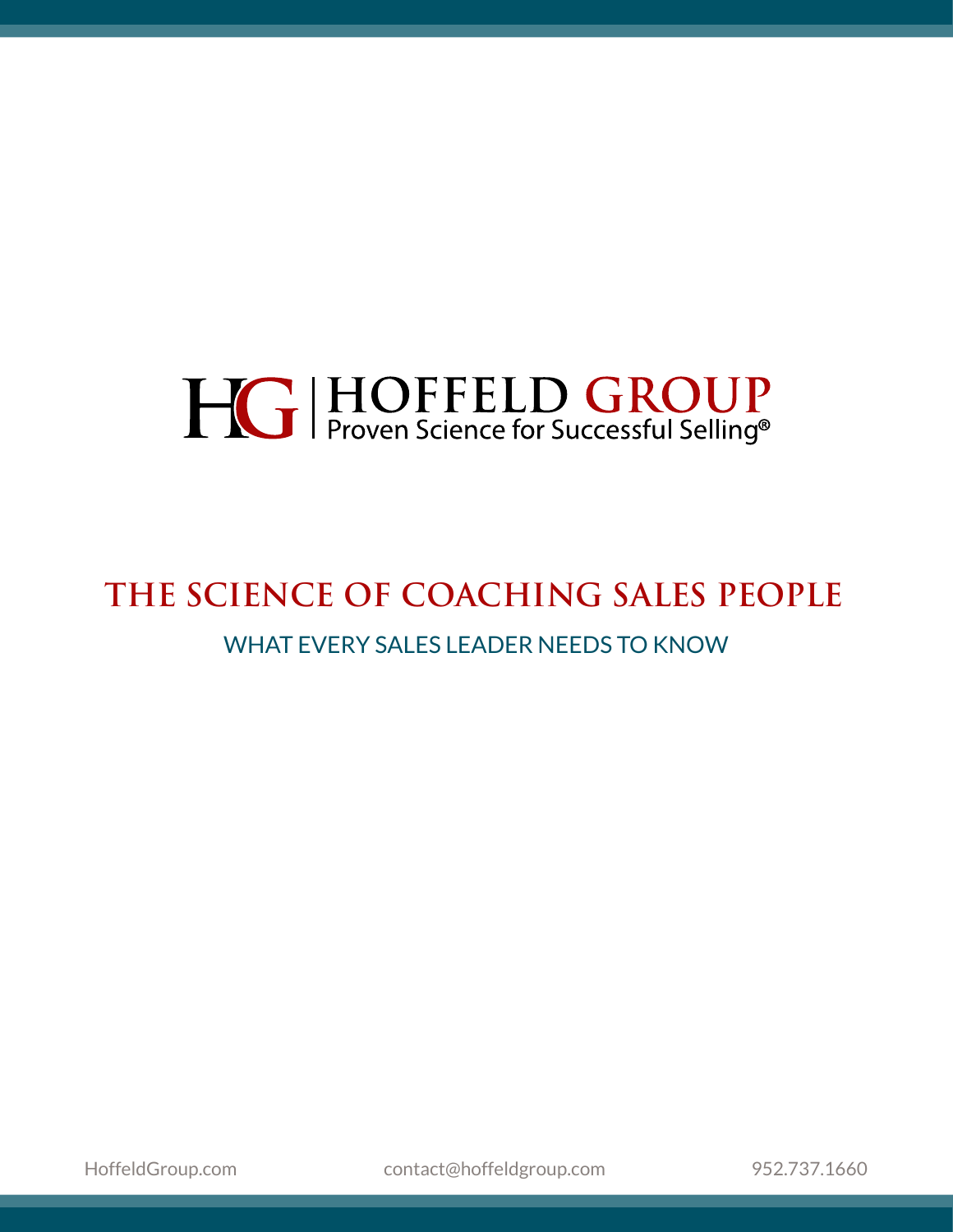HG | HOFFELD GROUP
Proven Science for Successful Selling®

# THE SCIENCE OF COACHING SALES PEOPLE

## WHAT EVERY SALES LEADER NEEDS TO KNOW

HoffeldGroup.com contact@hoffeldgroup.com 952.737.1660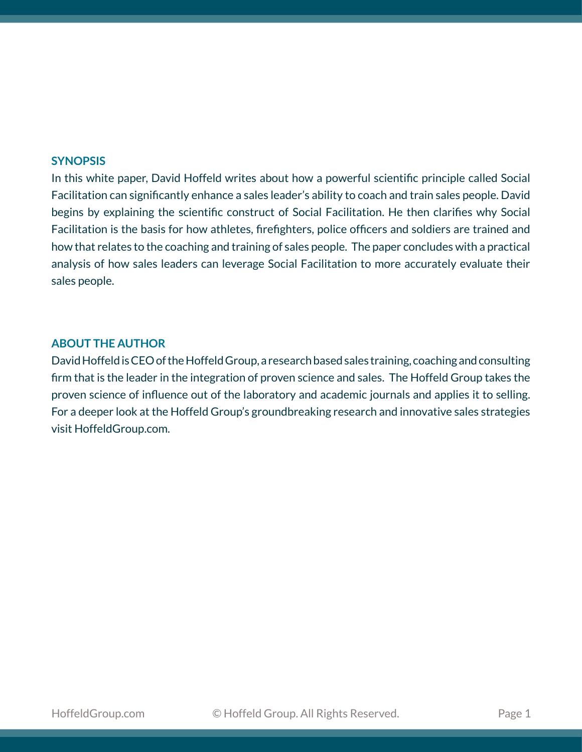## SYNOPSIS

In this white paper, David Hoffeld writes about how a powerful scientific principle called Social Facilitation can significantly enhance a sales leader's ability to coach and train sales people. David begins by explaining the scientific construct of Social Facilitation. He then clarifies why Social Facilitation is the basis for how athletes, firefighters, police officers and soldiers are trained and how that relates to the coaching and training of sales people. The paper concludes with a practical analysis of how sales leaders can leverage Social Facilitation to more accurately evaluate their sales people.

## ABOUT THE AUTHOR

David Hoffeld is CEO of the Hoffeld Group, a research based sales training, coaching and consulting firm that is the leader in the integration of proven science and sales. The Hoffeld Group takes the proven science of influence out of the laboratory and academic journals and applies it to selling. For a deeper look at the Hoffeld Group's groundbreaking research and innovative sales strategies visit HoffeldGroup.com.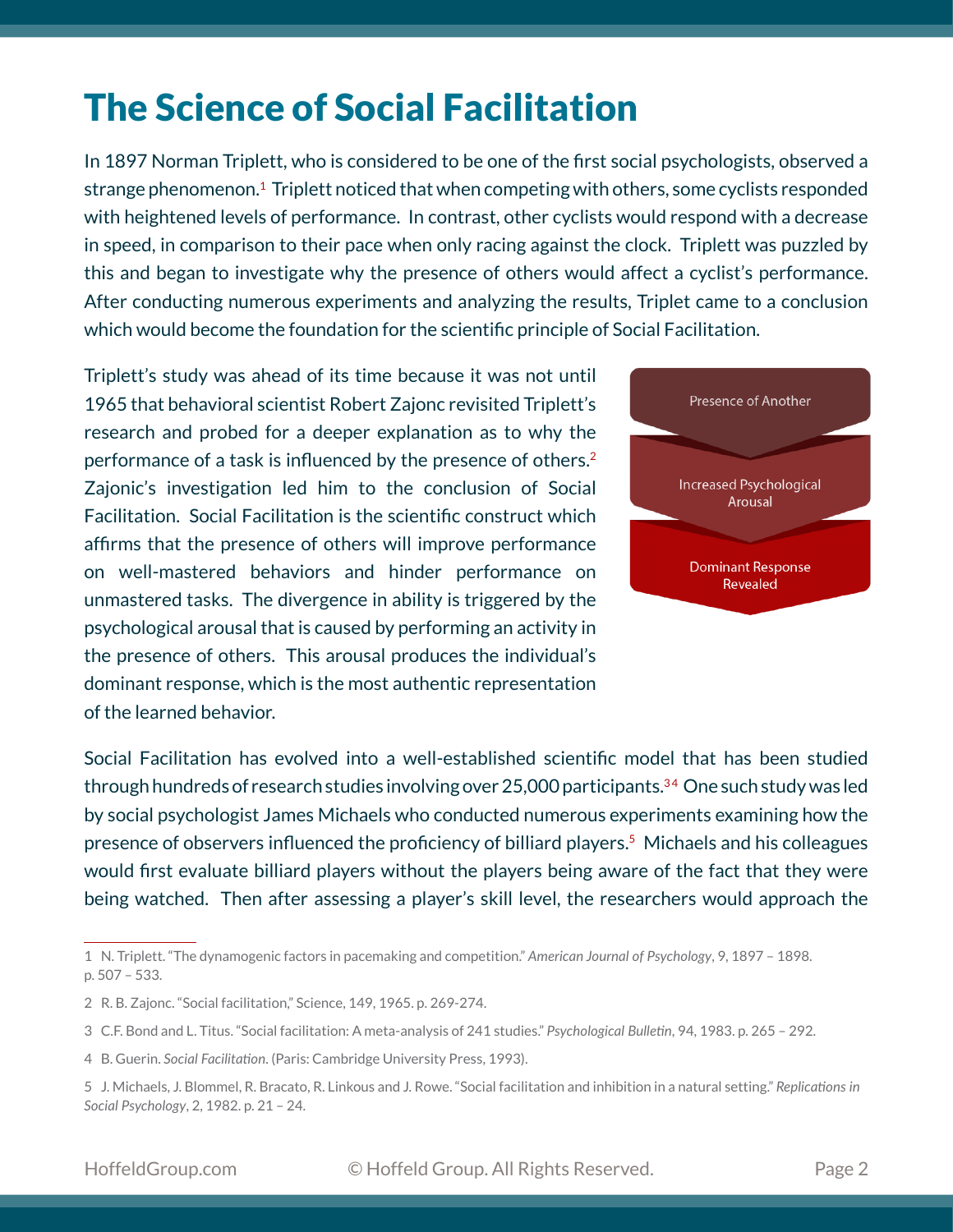# The Science of Social Facilitation

In 1897 Norman Triplett, who is considered to be one of the first social psychologists, observed a strange phenomenon.[1] Triplett noticed that when competing with others, some cyclists responded with heightened levels of performance. In contrast, other cyclists would respond with a decrease in speed, in comparison to their pace when only racing against the clock. Triplett was puzzled by this and began to investigate why the presence of others would affect a cyclist's performance. After conducting numerous experiments and analyzing the results, Triplet came to a conclusion which would become the foundation for the scientific principle of Social Facilitation.

Triplett's study was ahead of its time because it was not until 1965 that behavioral scientist Robert Zajonc revisited Triplett's research and probed for a deeper explanation as to why the performance of a task is influenced by the presence of others.[2] Zajonic's investigation led him to the conclusion of Social Facilitation. Social Facilitation is the scientific construct which affirms that the presence of others will improve performance on well-mastered behaviors and hinder performance on unmastered tasks. The divergence in ability is triggered by the psychological arousal that is caused by performing an activity in the presence of others. This arousal produces the individual's dominant response, which is the most authentic representation of the learned behavior.

Presence of Another

Increased Psychological Arousal

Dominant Response Revealed

Social Facilitation has evolved into a well-established scientific model that has been studied through hundreds of research studies involving over 25,000 participants.[3][4] One such study was led by social psychologist James Michaels who conducted numerous experiments examining how the presence of observers influenced the proficiency of billiard players.[5] Michaels and his colleagues would first evaluate billiard players without the players being aware of the fact that they were being watched. Then after assessing a player's skill level, the researchers would approach the

---

1 N. Triplett. "The dynamogenic factors in pacemaking and competition." *American Journal of Psychology*, 9, 1897 – 1898. p. 507 – 533.

2 R. B. Zajonc. "Social facilitation," Science, 149, 1965. p. 269-274.

3 C.F. Bond and L. Titus. "Social facilitation: A meta-analysis of 241 studies." *Psychological Bulletin*, 94, 1983. p. 265 – 292.

4 B. Guerin. *Social Facilitation*. (Paris: Cambridge University Press, 1993).

5 J. Michaels, J. Blommel, R. Bracato, R. Linkous and J. Rowe. "Social facilitation and inhibition in a natural setting." *Replications in Social Psychology*, 2, 1982. p. 21 – 24.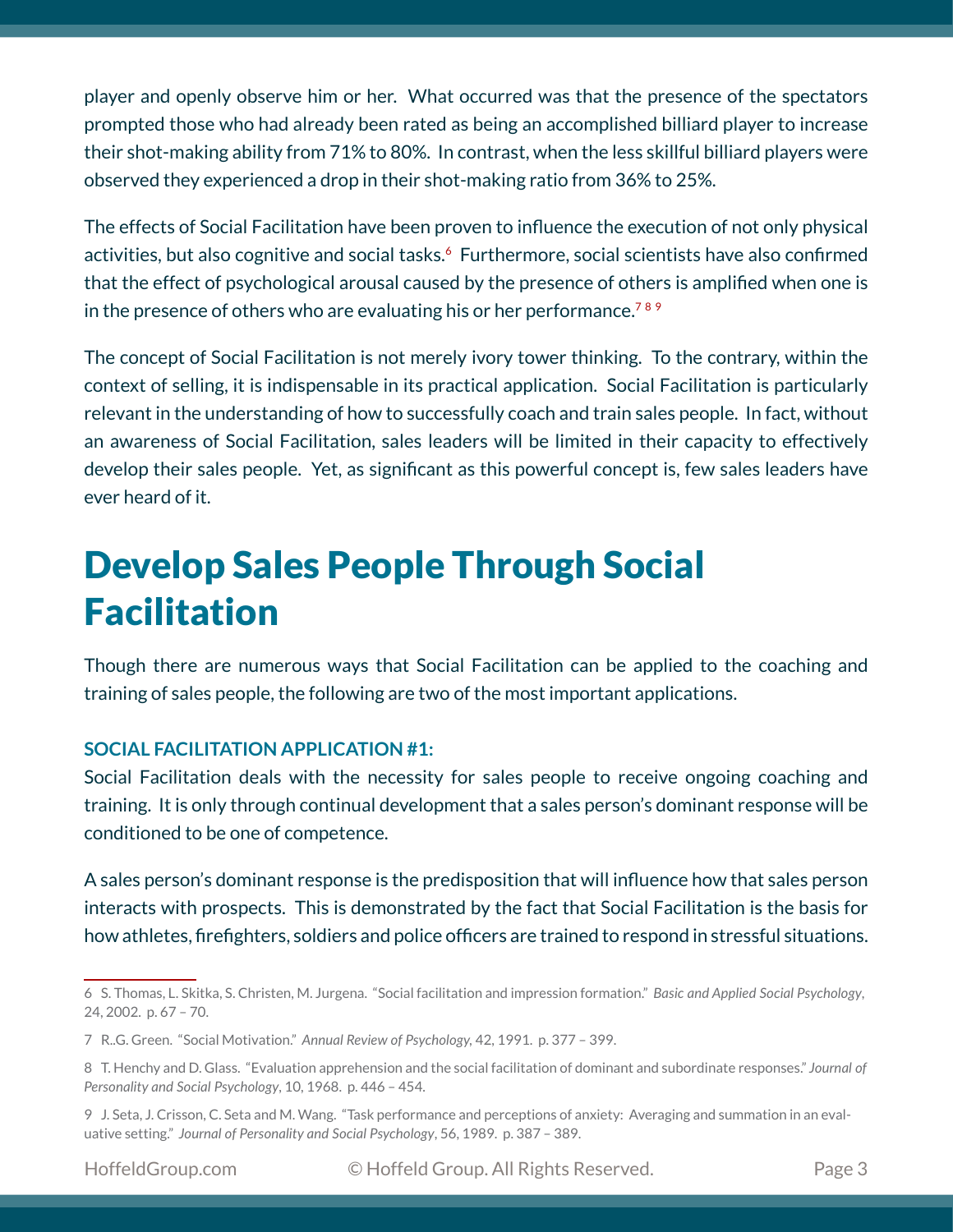player and openly observe him or her. What occurred was that the presence of the spectators prompted those who had already been rated as being an accomplished billiard player to increase their shot-making ability from 71% to 80%. In contrast, when the less skillful billiard players were observed they experienced a drop in their shot-making ratio from 36% to 25%.

The effects of Social Facilitation have been proven to influence the execution of not only physical activities, but also cognitive and social tasks.[6] Furthermore, social scientists have also confirmed that the effect of psychological arousal caused by the presence of others is amplified when one is in the presence of others who are evaluating his or her performance.[7] [8] [9]

The concept of Social Facilitation is not merely ivory tower thinking. To the contrary, within the context of selling, it is indispensable in its practical application. Social Facilitation is particularly relevant in the understanding of how to successfully coach and train sales people. In fact, without an awareness of Social Facilitation, sales leaders will be limited in their capacity to effectively develop their sales people. Yet, as significant as this powerful concept is, few sales leaders have ever heard of it.

# Develop Sales People Through Social Facilitation

Though there are numerous ways that Social Facilitation can be applied to the coaching and training of sales people, the following are two of the most important applications.

### SOCIAL FACILITATION APPLICATION #1:

Social Facilitation deals with the necessity for sales people to receive ongoing coaching and training. It is only through continual development that a sales person's dominant response will be conditioned to be one of competence.

A sales person's dominant response is the predisposition that will influence how that sales person interacts with prospects. This is demonstrated by the fact that Social Facilitation is the basis for how athletes, firefighters, soldiers and police officers are trained to respond in stressful situations.

---

6 S. Thomas, L. Skitka, S. Christen, M. Jurgena. "Social facilitation and impression formation." *Basic and Applied Social Psychology*, 24, 2002. p. 67 – 70.

7 R..G. Green. "Social Motivation." *Annual Review of Psychology*, 42, 1991. p. 377 – 399.

8 T. Henchy and D. Glass. "Evaluation apprehension and the social facilitation of dominant and subordinate responses." *Journal of Personality and Social Psychology*, 10, 1968. p. 446 – 454.

9 J. Seta, J. Crisson, C. Seta and M. Wang. "Task performance and perceptions of anxiety: Averaging and summation in an evaluative setting." *Journal of Personality and Social Psychology*, 56, 1989. p. 387 – 389.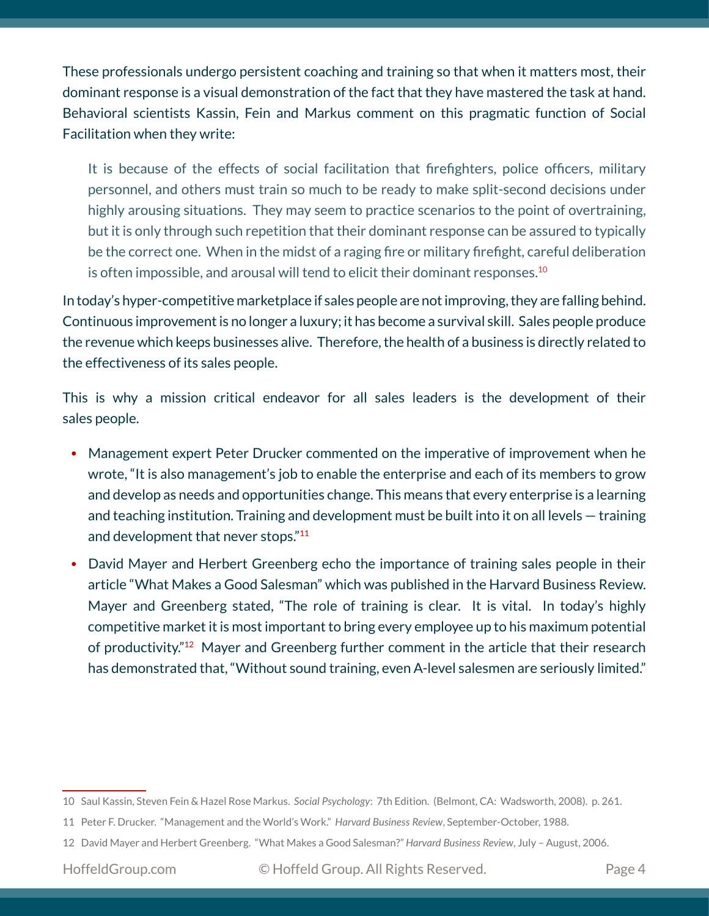These professionals undergo persistent coaching and training so that when it matters most, their dominant response is a visual demonstration of the fact that they have mastered the task at hand. Behavioral scientists Kassin, Fein and Markus comment on this pragmatic function of Social Facilitation when they write:

> It is because of the effects of social facilitation that firefighters, police officers, military personnel, and others must train so much to be ready to make split-second decisions under highly arousing situations. They may seem to practice scenarios to the point of overtraining, but it is only through such repetition that their dominant response can be assured to typically be the correct one. When in the midst of a raging fire or military firefight, careful deliberation is often impossible, and arousal will tend to elicit their dominant responses.[10]

In today's hyper-competitive marketplace if sales people are not improving, they are falling behind. Continuous improvement is no longer a luxury; it has become a survival skill. Sales people produce the revenue which keeps businesses alive. Therefore, the health of a business is directly related to the effectiveness of its sales people.

This is why a mission critical endeavor for all sales leaders is the development of their sales people.

- Management expert Peter Drucker commented on the imperative of improvement when he wrote, "It is also management's job to enable the enterprise and each of its members to grow and develop as needs and opportunities change. This means that every enterprise is a learning and teaching institution. Training and development must be built into it on all levels — training and development that never stops."[11]
- David Mayer and Herbert Greenberg echo the importance of training sales people in their article "What Makes a Good Salesman" which was published in the Harvard Business Review. Mayer and Greenberg stated, "The role of training is clear. It is vital. In today's highly competitive market it is most important to bring every employee up to his maximum potential of productivity."[12] Mayer and Greenberg further comment in the article that their research has demonstrated that, "Without sound training, even A-level salesmen are seriously limited."

---

10 Saul Kassin, Steven Fein & Hazel Rose Markus. *Social Psychology*: 7th Edition. (Belmont, CA: Wadsworth, 2008). p. 261.

11 Peter F. Drucker. "Management and the World's Work." *Harvard Business Review*, September-October, 1988.

12 David Mayer and Herbert Greenberg. "What Makes a Good Salesman?" *Harvard Business Review*, July – August, 2006.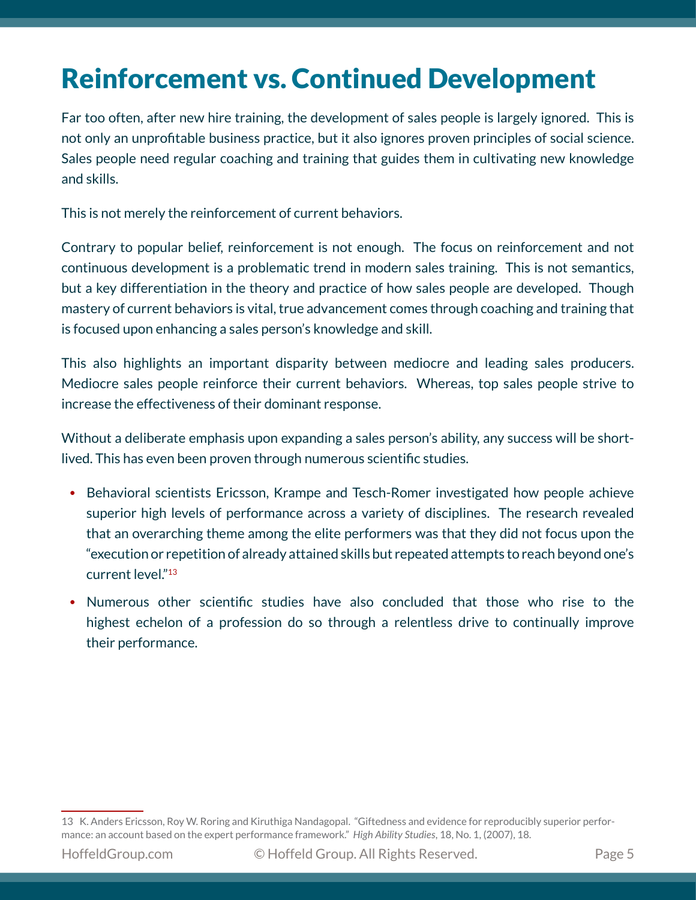# Reinforcement vs. Continued Development

Far too often, after new hire training, the development of sales people is largely ignored. This is not only an unprofitable business practice, but it also ignores proven principles of social science. Sales people need regular coaching and training that guides them in cultivating new knowledge and skills.

This is not merely the reinforcement of current behaviors.

Contrary to popular belief, reinforcement is not enough. The focus on reinforcement and not continuous development is a problematic trend in modern sales training. This is not semantics, but a key differentiation in the theory and practice of how sales people are developed. Though mastery of current behaviors is vital, true advancement comes through coaching and training that is focused upon enhancing a sales person's knowledge and skill.

This also highlights an important disparity between mediocre and leading sales producers. Mediocre sales people reinforce their current behaviors. Whereas, top sales people strive to increase the effectiveness of their dominant response.

Without a deliberate emphasis upon expanding a sales person's ability, any success will be short-lived. This has even been proven through numerous scientific studies.

- Behavioral scientists Ericsson, Krampe and Tesch-Romer investigated how people achieve superior high levels of performance across a variety of disciplines. The research revealed that an overarching theme among the elite performers was that they did not focus upon the "execution or repetition of already attained skills but repeated attempts to reach beyond one's current level."[13]
- Numerous other scientific studies have also concluded that those who rise to the highest echelon of a profession do so through a relentless drive to continually improve their performance.

---

13 K. Anders Ericsson, Roy W. Roring and Kiruthiga Nandagopal. "Giftedness and evidence for reproducibly superior performance: an account based on the expert performance framework." *High Ability Studies*, 18, No. 1, (2007), 18.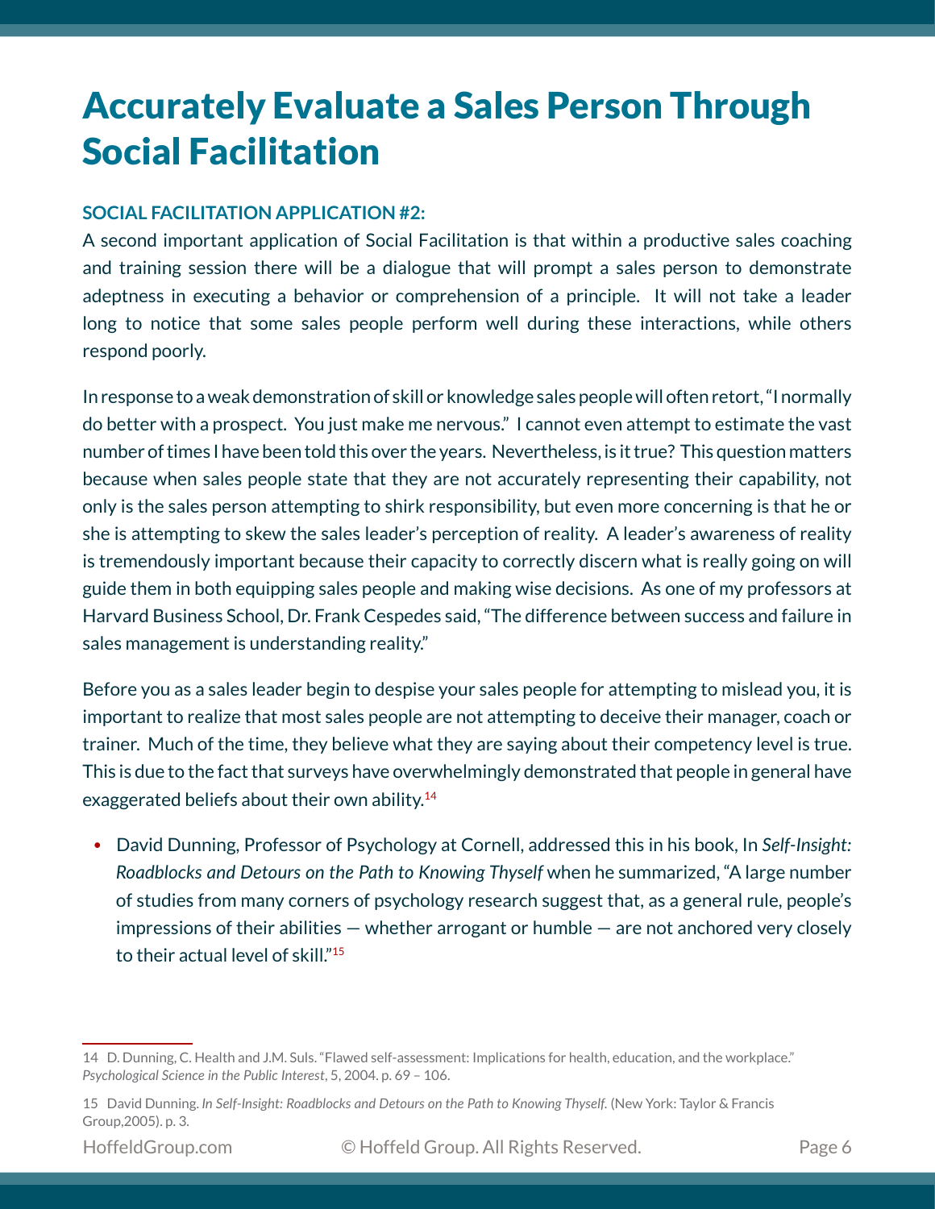# Accurately Evaluate a Sales Person Through Social Facilitation

**SOCIAL FACILITATION APPLICATION #2:**

A second important application of Social Facilitation is that within a productive sales coaching and training session there will be a dialogue that will prompt a sales person to demonstrate adeptness in executing a behavior or comprehension of a principle. It will not take a leader long to notice that some sales people perform well during these interactions, while others respond poorly.

In response to a weak demonstration of skill or knowledge sales people will often retort, "I normally do better with a prospect. You just make me nervous." I cannot even attempt to estimate the vast number of times I have been told this over the years. Nevertheless, is it true? This question matters because when sales people state that they are not accurately representing their capability, not only is the sales person attempting to shirk responsibility, but even more concerning is that he or she is attempting to skew the sales leader's perception of reality. A leader's awareness of reality is tremendously important because their capacity to correctly discern what is really going on will guide them in both equipping sales people and making wise decisions. As one of my professors at Harvard Business School, Dr. Frank Cespedes said, "The difference between success and failure in sales management is understanding reality."

Before you as a sales leader begin to despise your sales people for attempting to mislead you, it is important to realize that most sales people are not attempting to deceive their manager, coach or trainer. Much of the time, they believe what they are saying about their competency level is true. This is due to the fact that surveys have overwhelmingly demonstrated that people in general have exaggerated beliefs about their own ability.[14]

- David Dunning, Professor of Psychology at Cornell, addressed this in his book, In *Self-Insight: Roadblocks and Detours on the Path to Knowing Thyself* when he summarized, "A large number of studies from many corners of psychology research suggest that, as a general rule, people's impressions of their abilities — whether arrogant or humble — are not anchored very closely to their actual level of skill."[15]

---

14 D. Dunning, C. Health and J.M. Suls. "Flawed self-assessment: Implications for health, education, and the workplace." *Psychological Science in the Public Interest*, 5, 2004. p. 69 – 106.

15 David Dunning. *In Self-Insight: Roadblocks and Detours on the Path to Knowing Thyself.* (New York: Taylor & Francis Group,2005). p. 3.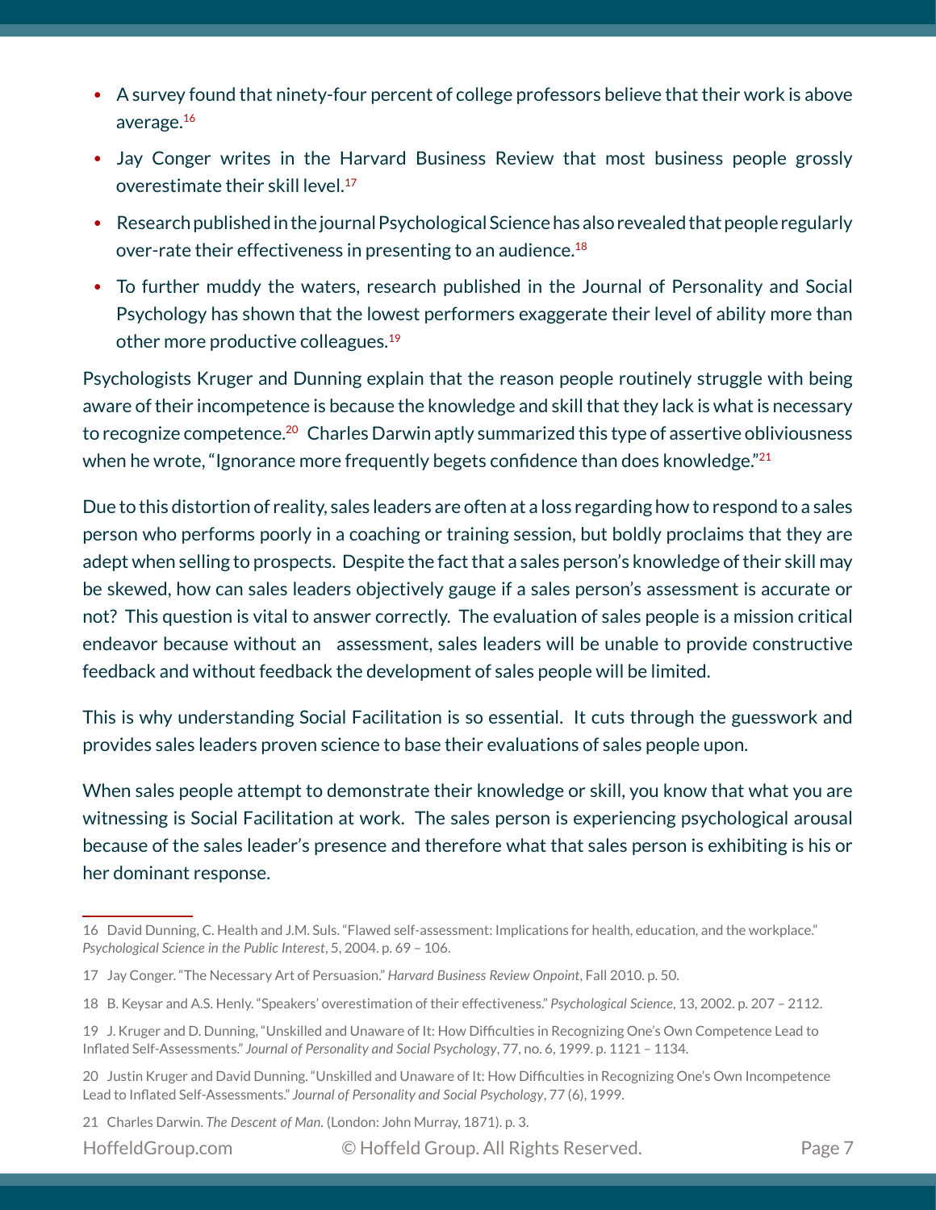- A survey found that ninety-four percent of college professors believe that their work is above average.[16]
- Jay Conger writes in the Harvard Business Review that most business people grossly overestimate their skill level.[17]
- Research published in the journal Psychological Science has also revealed that people regularly over-rate their effectiveness in presenting to an audience.[18]
- To further muddy the waters, research published in the Journal of Personality and Social Psychology has shown that the lowest performers exaggerate their level of ability more than other more productive colleagues.[19]

Psychologists Kruger and Dunning explain that the reason people routinely struggle with being aware of their incompetence is because the knowledge and skill that they lack is what is necessary to recognize competence.[20] Charles Darwin aptly summarized this type of assertive obliviousness when he wrote, "Ignorance more frequently begets confidence than does knowledge."[21]

Due to this distortion of reality, sales leaders are often at a loss regarding how to respond to a sales person who performs poorly in a coaching or training session, but boldly proclaims that they are adept when selling to prospects. Despite the fact that a sales person's knowledge of their skill may be skewed, how can sales leaders objectively gauge if a sales person's assessment is accurate or not? This question is vital to answer correctly. The evaluation of sales people is a mission critical endeavor because without an assessment, sales leaders will be unable to provide constructive feedback and without feedback the development of sales people will be limited.

This is why understanding Social Facilitation is so essential. It cuts through the guesswork and provides sales leaders proven science to base their evaluations of sales people upon.

When sales people attempt to demonstrate their knowledge or skill, you know that what you are witnessing is Social Facilitation at work. The sales person is experiencing psychological arousal because of the sales leader's presence and therefore what that sales person is exhibiting is his or her dominant response.

---

16 David Dunning, C. Health and J.M. Suls. "Flawed self-assessment: Implications for health, education, and the workplace." *Psychological Science in the Public Interest*, 5, 2004. p. 69 – 106.

17 Jay Conger. "The Necessary Art of Persuasion." *Harvard Business Review Onpoint*, Fall 2010. p. 50.

18 B. Keysar and A.S. Henly. "Speakers' overestimation of their effectiveness." *Psychological Science*, 13, 2002. p. 207 – 2112.

19 J. Kruger and D. Dunning, "Unskilled and Unaware of It: How Difficulties in Recognizing One's Own Competence Lead to Inflated Self-Assessments." *Journal of Personality and Social Psychology*, 77, no. 6, 1999. p. 1121 – 1134.

20 Justin Kruger and David Dunning. "Unskilled and Unaware of It: How Difficulties in Recognizing One's Own Incompetence Lead to Inflated Self-Assessments." *Journal of Personality and Social Psychology*, 77 (6), 1999.

21 Charles Darwin. *The Descent of Man.* (London: John Murray, 1871). p. 3.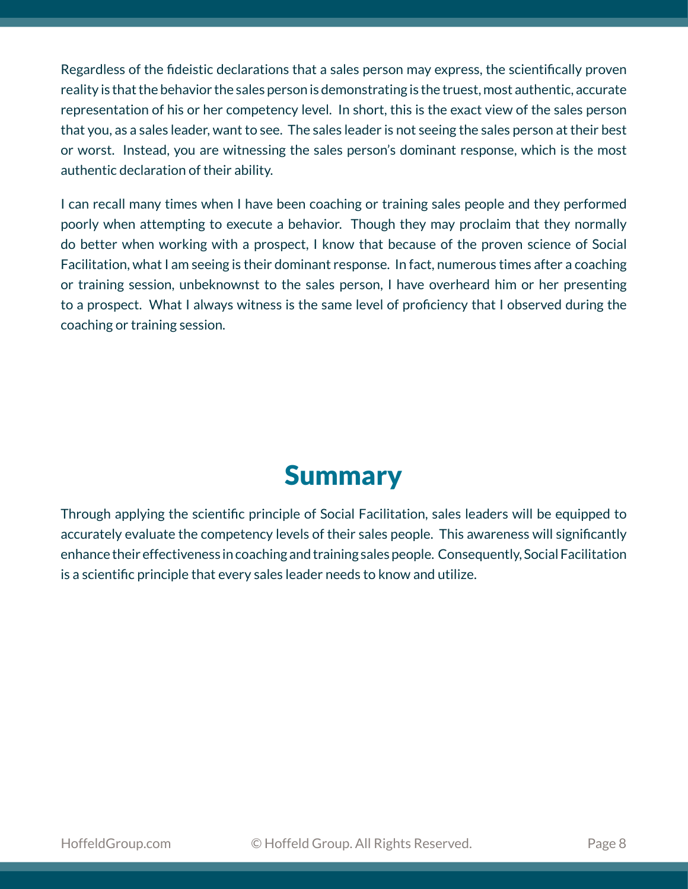Regardless of the fideistic declarations that a sales person may express, the scientifically proven reality is that the behavior the sales person is demonstrating is the truest, most authentic, accurate representation of his or her competency level. In short, this is the exact view of the sales person that you, as a sales leader, want to see. The sales leader is not seeing the sales person at their best or worst. Instead, you are witnessing the sales person's dominant response, which is the most authentic declaration of their ability.

I can recall many times when I have been coaching or training sales people and they performed poorly when attempting to execute a behavior. Though they may proclaim that they normally do better when working with a prospect, I know that because of the proven science of Social Facilitation, what I am seeing is their dominant response. In fact, numerous times after a coaching or training session, unbeknownst to the sales person, I have overheard him or her presenting to a prospect. What I always witness is the same level of proficiency that I observed during the coaching or training session.

## Summary

Through applying the scientific principle of Social Facilitation, sales leaders will be equipped to accurately evaluate the competency levels of their sales people. This awareness will significantly enhance their effectiveness in coaching and training sales people. Consequently, Social Facilitation is a scientific principle that every sales leader needs to know and utilize.